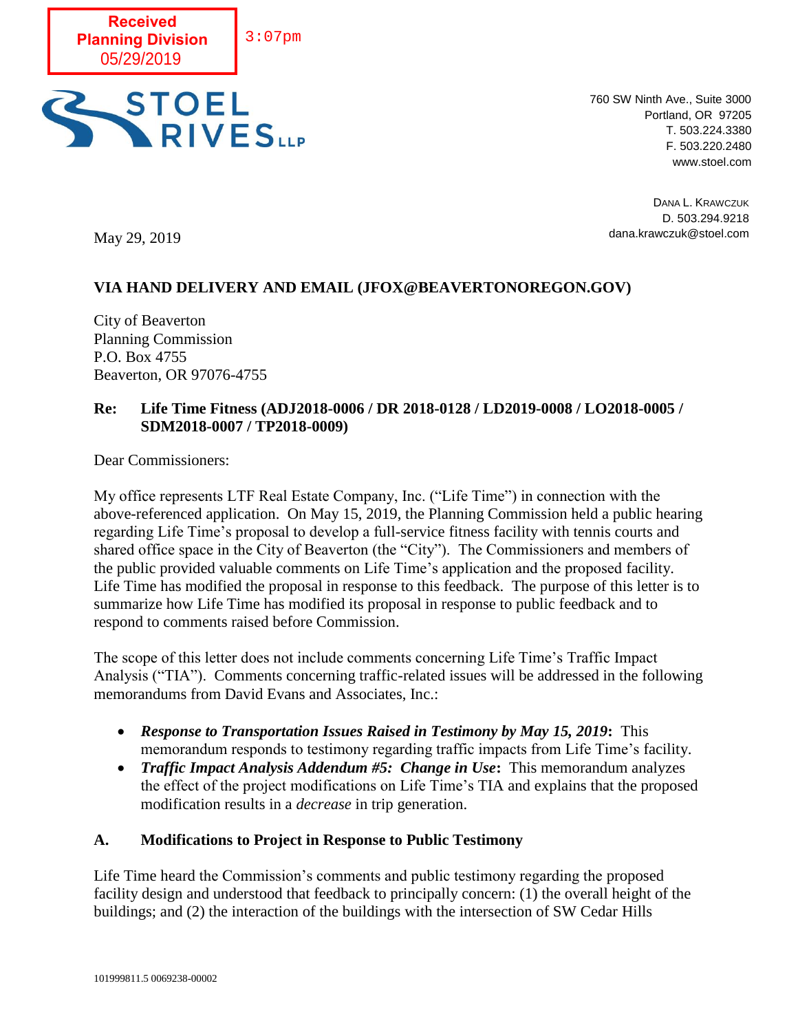Received
Planning Division
05/29/2019

3:07pm

STOEL RIVES LLP

760 SW Ninth Ave., Suite 3000
Portland, OR 97205
T. 503.224.3380
F. 503.220.2480
www.stoel.com

DANA L. KRAWCZUK
D. 503.294.9218
dana.krawczuk@stoel.com

May 29, 2019

**VIA HAND DELIVERY AND EMAIL (JFOX@BEAVERTONOREGON.GOV)**

City of Beaverton
Planning Commission
P.O. Box 4755
Beaverton, OR 97076-4755

**Re: Life Time Fitness (ADJ2018-0006 / DR 2018-0128 / LD2019-0008 / LO2018-0005 / SDM2018-0007 / TP2018-0009)**

Dear Commissioners:

My office represents LTF Real Estate Company, Inc. ("Life Time") in connection with the above-referenced application. On May 15, 2019, the Planning Commission held a public hearing regarding Life Time's proposal to develop a full-service fitness facility with tennis courts and shared office space in the City of Beaverton (the "City"). The Commissioners and members of the public provided valuable comments on Life Time's application and the proposed facility. Life Time has modified the proposal in response to this feedback. The purpose of this letter is to summarize how Life Time has modified its proposal in response to public feedback and to respond to comments raised before Commission.

The scope of this letter does not include comments concerning Life Time's Traffic Impact Analysis ("TIA"). Comments concerning traffic-related issues will be addressed in the following memorandums from David Evans and Associates, Inc.:

- ***Response to Transportation Issues Raised in Testimony by May 15, 2019*:** This memorandum responds to testimony regarding traffic impacts from Life Time's facility.
- ***Traffic Impact Analysis Addendum #5: Change in Use*:** This memorandum analyzes the effect of the project modifications on Life Time's TIA and explains that the proposed modification results in a *decrease* in trip generation.

## A. Modifications to Project in Response to Public Testimony

Life Time heard the Commission's comments and public testimony regarding the proposed facility design and understood that feedback to principally concern: (1) the overall height of the buildings; and (2) the interaction of the buildings with the intersection of SW Cedar Hills

101999811.5 0069238-00002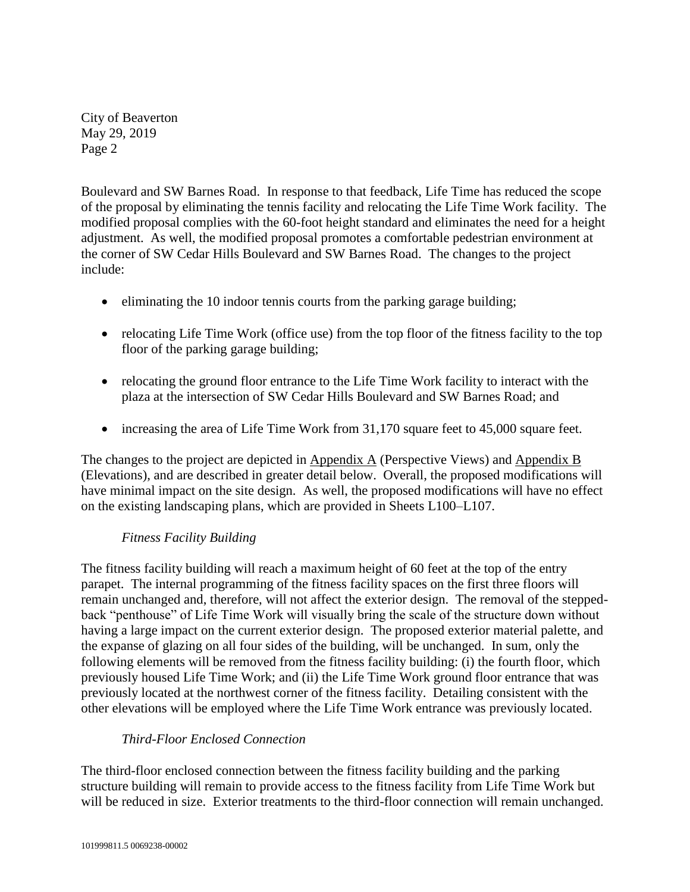Boulevard and SW Barnes Road. In response to that feedback, Life Time has reduced the scope of the proposal by eliminating the tennis facility and relocating the Life Time Work facility. The modified proposal complies with the 60-foot height standard and eliminates the need for a height adjustment. As well, the modified proposal promotes a comfortable pedestrian environment at the corner of SW Cedar Hills Boulevard and SW Barnes Road. The changes to the project include:

- eliminating the 10 indoor tennis courts from the parking garage building;
- relocating Life Time Work (office use) from the top floor of the fitness facility to the top floor of the parking garage building;
- relocating the ground floor entrance to the Life Time Work facility to interact with the plaza at the intersection of SW Cedar Hills Boulevard and SW Barnes Road; and
- increasing the area of Life Time Work from 31,170 square feet to 45,000 square feet.

The changes to the project are depicted in Appendix A (Perspective Views) and Appendix B (Elevations), and are described in greater detail below. Overall, the proposed modifications will have minimal impact on the site design. As well, the proposed modifications will have no effect on the existing landscaping plans, which are provided in Sheets L100–L107.

*Fitness Facility Building*

The fitness facility building will reach a maximum height of 60 feet at the top of the entry parapet. The internal programming of the fitness facility spaces on the first three floors will remain unchanged and, therefore, will not affect the exterior design. The removal of the stepped-back "penthouse" of Life Time Work will visually bring the scale of the structure down without having a large impact on the current exterior design. The proposed exterior material palette, and the expanse of glazing on all four sides of the building, will be unchanged. In sum, only the following elements will be removed from the fitness facility building: (i) the fourth floor, which previously housed Life Time Work; and (ii) the Life Time Work ground floor entrance that was previously located at the northwest corner of the fitness facility. Detailing consistent with the other elevations will be employed where the Life Time Work entrance was previously located.

*Third-Floor Enclosed Connection*

The third-floor enclosed connection between the fitness facility building and the parking structure building will remain to provide access to the fitness facility from Life Time Work but will be reduced in size. Exterior treatments to the third-floor connection will remain unchanged.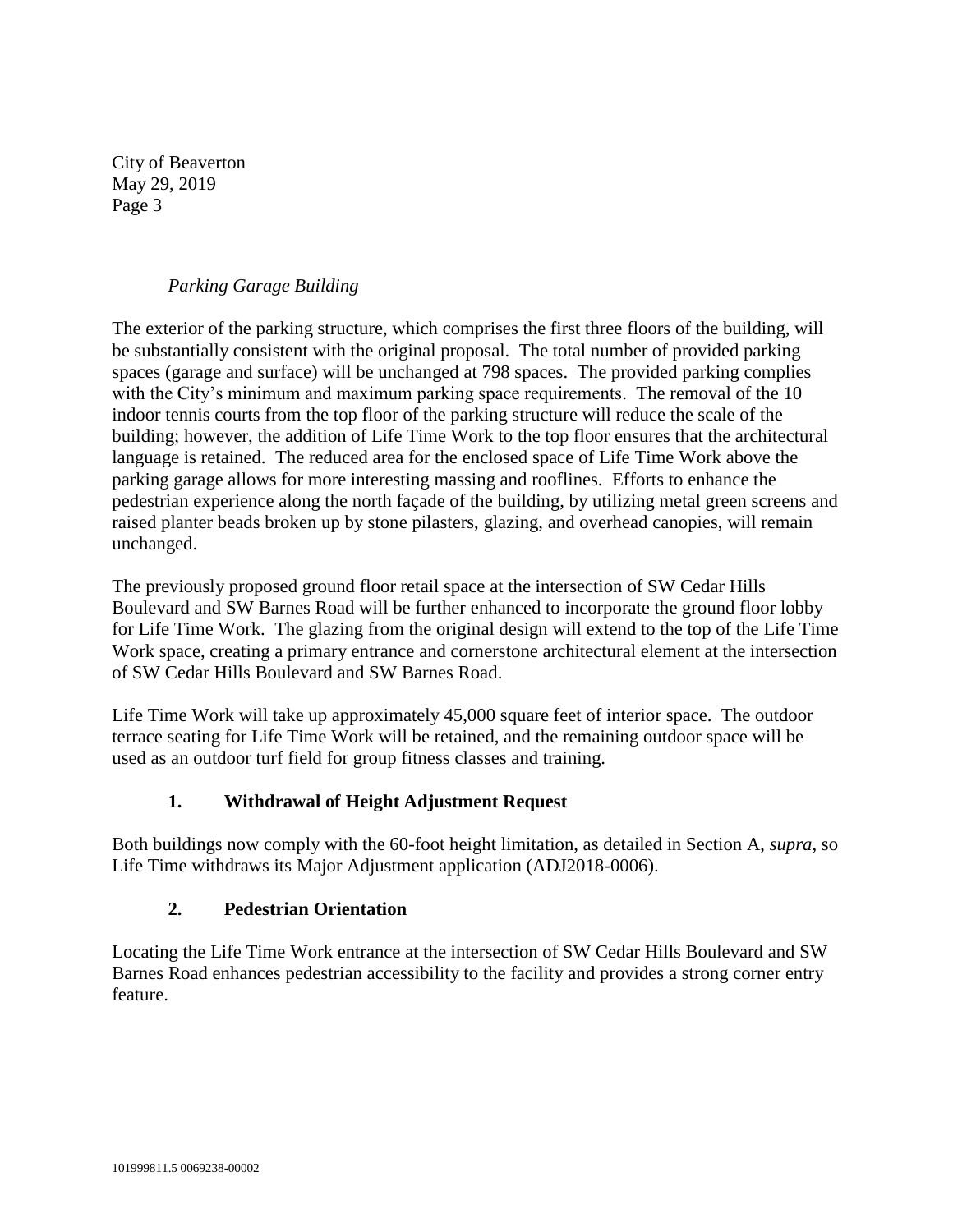*Parking Garage Building*

The exterior of the parking structure, which comprises the first three floors of the building, will be substantially consistent with the original proposal. The total number of provided parking spaces (garage and surface) will be unchanged at 798 spaces. The provided parking complies with the City's minimum and maximum parking space requirements. The removal of the 10 indoor tennis courts from the top floor of the parking structure will reduce the scale of the building; however, the addition of Life Time Work to the top floor ensures that the architectural language is retained. The reduced area for the enclosed space of Life Time Work above the parking garage allows for more interesting massing and rooflines. Efforts to enhance the pedestrian experience along the north façade of the building, by utilizing metal green screens and raised planter beads broken up by stone pilasters, glazing, and overhead canopies, will remain unchanged.

The previously proposed ground floor retail space at the intersection of SW Cedar Hills Boulevard and SW Barnes Road will be further enhanced to incorporate the ground floor lobby for Life Time Work. The glazing from the original design will extend to the top of the Life Time Work space, creating a primary entrance and cornerstone architectural element at the intersection of SW Cedar Hills Boulevard and SW Barnes Road.

Life Time Work will take up approximately 45,000 square feet of interior space. The outdoor terrace seating for Life Time Work will be retained, and the remaining outdoor space will be used as an outdoor turf field for group fitness classes and training.

### 1. Withdrawal of Height Adjustment Request

Both buildings now comply with the 60-foot height limitation, as detailed in Section A, *supra*, so Life Time withdraws its Major Adjustment application (ADJ2018-0006).

### 2. Pedestrian Orientation

Locating the Life Time Work entrance at the intersection of SW Cedar Hills Boulevard and SW Barnes Road enhances pedestrian accessibility to the facility and provides a strong corner entry feature.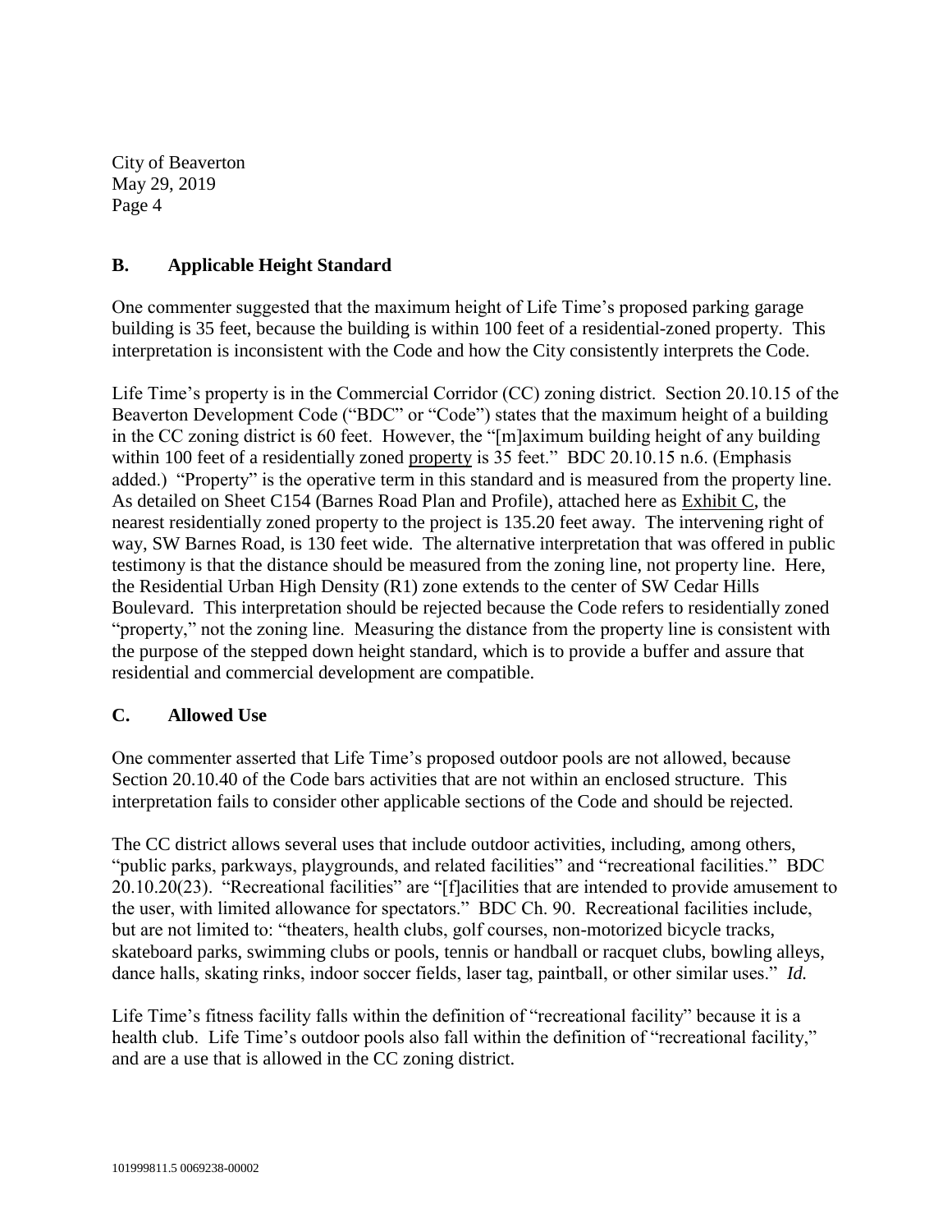## B. Applicable Height Standard

One commenter suggested that the maximum height of Life Time's proposed parking garage building is 35 feet, because the building is within 100 feet of a residential-zoned property. This interpretation is inconsistent with the Code and how the City consistently interprets the Code.

Life Time's property is in the Commercial Corridor (CC) zoning district. Section 20.10.15 of the Beaverton Development Code ("BDC" or "Code") states that the maximum height of a building in the CC zoning district is 60 feet. However, the "[m]aximum building height of any building within 100 feet of a residentially zoned <u>property</u> is 35 feet." BDC 20.10.15 n.6. (Emphasis added.) "Property" is the operative term in this standard and is measured from the property line. As detailed on Sheet C154 (Barnes Road Plan and Profile), attached here as <u>Exhibit C</u>, the nearest residentially zoned property to the project is 135.20 feet away. The intervening right of way, SW Barnes Road, is 130 feet wide. The alternative interpretation that was offered in public testimony is that the distance should be measured from the zoning line, not property line. Here, the Residential Urban High Density (R1) zone extends to the center of SW Cedar Hills Boulevard. This interpretation should be rejected because the Code refers to residentially zoned "property," not the zoning line. Measuring the distance from the property line is consistent with the purpose of the stepped down height standard, which is to provide a buffer and assure that residential and commercial development are compatible.

## C. Allowed Use

One commenter asserted that Life Time's proposed outdoor pools are not allowed, because Section 20.10.40 of the Code bars activities that are not within an enclosed structure. This interpretation fails to consider other applicable sections of the Code and should be rejected.

The CC district allows several uses that include outdoor activities, including, among others, "public parks, parkways, playgrounds, and related facilities" and "recreational facilities." BDC 20.10.20(23). "Recreational facilities" are "[f]acilities that are intended to provide amusement to the user, with limited allowance for spectators." BDC Ch. 90. Recreational facilities include, but are not limited to: "theaters, health clubs, golf courses, non-motorized bicycle tracks, skateboard parks, swimming clubs or pools, tennis or handball or racquet clubs, bowling alleys, dance halls, skating rinks, indoor soccer fields, laser tag, paintball, or other similar uses." *Id.*

Life Time's fitness facility falls within the definition of "recreational facility" because it is a health club. Life Time's outdoor pools also fall within the definition of "recreational facility," and are a use that is allowed in the CC zoning district.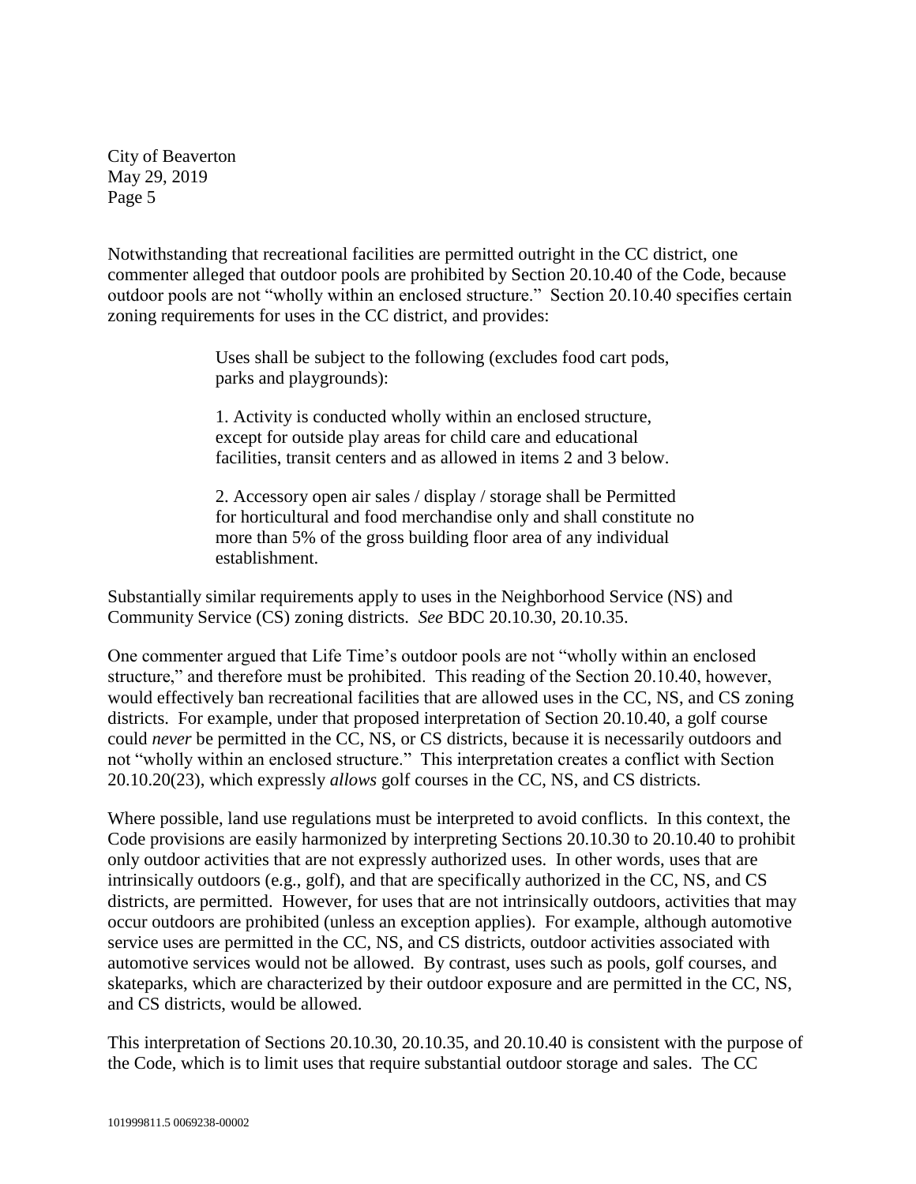Notwithstanding that recreational facilities are permitted outright in the CC district, one commenter alleged that outdoor pools are prohibited by Section 20.10.40 of the Code, because outdoor pools are not "wholly within an enclosed structure." Section 20.10.40 specifies certain zoning requirements for uses in the CC district, and provides:

> Uses shall be subject to the following (excludes food cart pods, parks and playgrounds):
>
> 1. Activity is conducted wholly within an enclosed structure, except for outside play areas for child care and educational facilities, transit centers and as allowed in items 2 and 3 below.
>
> 2. Accessory open air sales / display / storage shall be Permitted for horticultural and food merchandise only and shall constitute no more than 5% of the gross building floor area of any individual establishment.

Substantially similar requirements apply to uses in the Neighborhood Service (NS) and Community Service (CS) zoning districts. *See* BDC 20.10.30, 20.10.35.

One commenter argued that Life Time's outdoor pools are not "wholly within an enclosed structure," and therefore must be prohibited. This reading of the Section 20.10.40, however, would effectively ban recreational facilities that are allowed uses in the CC, NS, and CS zoning districts. For example, under that proposed interpretation of Section 20.10.40, a golf course could *never* be permitted in the CC, NS, or CS districts, because it is necessarily outdoors and not "wholly within an enclosed structure." This interpretation creates a conflict with Section 20.10.20(23), which expressly *allows* golf courses in the CC, NS, and CS districts.

Where possible, land use regulations must be interpreted to avoid conflicts. In this context, the Code provisions are easily harmonized by interpreting Sections 20.10.30 to 20.10.40 to prohibit only outdoor activities that are not expressly authorized uses. In other words, uses that are intrinsically outdoors (e.g., golf), and that are specifically authorized in the CC, NS, and CS districts, are permitted. However, for uses that are not intrinsically outdoors, activities that may occur outdoors are prohibited (unless an exception applies). For example, although automotive service uses are permitted in the CC, NS, and CS districts, outdoor activities associated with automotive services would not be allowed. By contrast, uses such as pools, golf courses, and skateparks, which are characterized by their outdoor exposure and are permitted in the CC, NS, and CS districts, would be allowed.

This interpretation of Sections 20.10.30, 20.10.35, and 20.10.40 is consistent with the purpose of the Code, which is to limit uses that require substantial outdoor storage and sales. The CC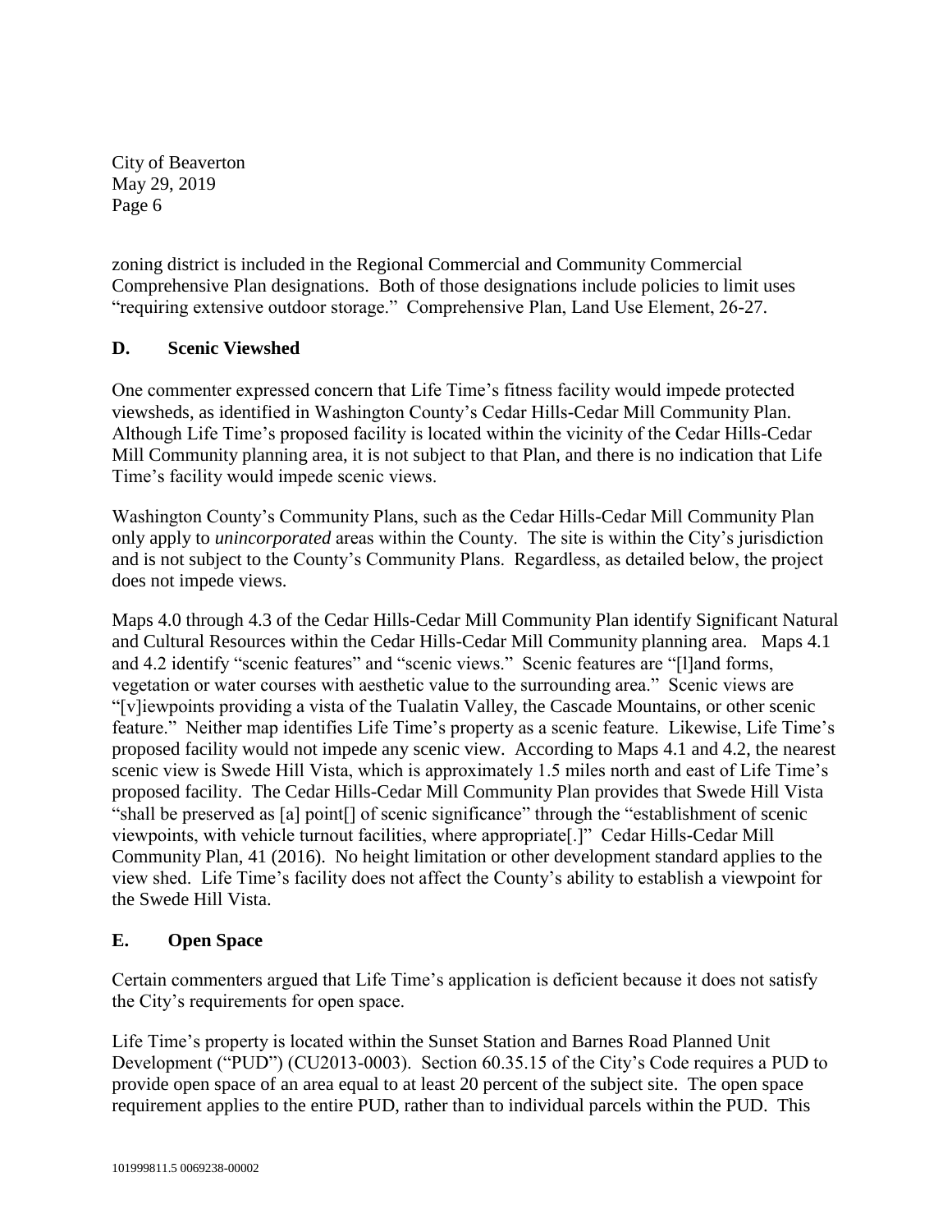zoning district is included in the Regional Commercial and Community Commercial Comprehensive Plan designations. Both of those designations include policies to limit uses "requiring extensive outdoor storage." Comprehensive Plan, Land Use Element, 26-27.

## D. Scenic Viewshed

One commenter expressed concern that Life Time's fitness facility would impede protected viewsheds, as identified in Washington County's Cedar Hills-Cedar Mill Community Plan. Although Life Time's proposed facility is located within the vicinity of the Cedar Hills-Cedar Mill Community planning area, it is not subject to that Plan, and there is no indication that Life Time's facility would impede scenic views.

Washington County's Community Plans, such as the Cedar Hills-Cedar Mill Community Plan only apply to *unincorporated* areas within the County. The site is within the City's jurisdiction and is not subject to the County's Community Plans. Regardless, as detailed below, the project does not impede views.

Maps 4.0 through 4.3 of the Cedar Hills-Cedar Mill Community Plan identify Significant Natural and Cultural Resources within the Cedar Hills-Cedar Mill Community planning area. Maps 4.1 and 4.2 identify "scenic features" and "scenic views." Scenic features are "[l]and forms, vegetation or water courses with aesthetic value to the surrounding area." Scenic views are "[v]iewpoints providing a vista of the Tualatin Valley, the Cascade Mountains, or other scenic feature." Neither map identifies Life Time's property as a scenic feature. Likewise, Life Time's proposed facility would not impede any scenic view. According to Maps 4.1 and 4.2, the nearest scenic view is Swede Hill Vista, which is approximately 1.5 miles north and east of Life Time's proposed facility. The Cedar Hills-Cedar Mill Community Plan provides that Swede Hill Vista "shall be preserved as [a] point[] of scenic significance" through the "establishment of scenic viewpoints, with vehicle turnout facilities, where appropriate[.]" Cedar Hills-Cedar Mill Community Plan, 41 (2016). No height limitation or other development standard applies to the view shed. Life Time's facility does not affect the County's ability to establish a viewpoint for the Swede Hill Vista.

## E. Open Space

Certain commenters argued that Life Time's application is deficient because it does not satisfy the City's requirements for open space.

Life Time's property is located within the Sunset Station and Barnes Road Planned Unit Development ("PUD") (CU2013-0003). Section 60.35.15 of the City's Code requires a PUD to provide open space of an area equal to at least 20 percent of the subject site. The open space requirement applies to the entire PUD, rather than to individual parcels within the PUD. This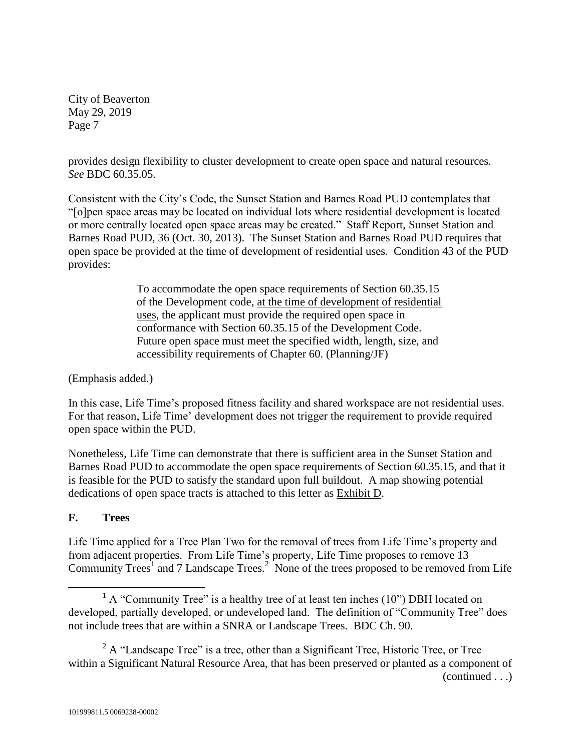provides design flexibility to cluster development to create open space and natural resources. *See* BDC 60.35.05.

Consistent with the City's Code, the Sunset Station and Barnes Road PUD contemplates that "[o]pen space areas may be located on individual lots where residential development is located or more centrally located open space areas may be created." Staff Report, Sunset Station and Barnes Road PUD, 36 (Oct. 30, 2013). The Sunset Station and Barnes Road PUD requires that open space be provided at the time of development of residential uses. Condition 43 of the PUD provides:

> To accommodate the open space requirements of Section 60.35.15 of the Development code, <u>at the time of development of residential uses</u>, the applicant must provide the required open space in conformance with Section 60.35.15 of the Development Code. Future open space must meet the specified width, length, size, and accessibility requirements of Chapter 60. (Planning/JF)

(Emphasis added.)

In this case, Life Time's proposed fitness facility and shared workspace are not residential uses. For that reason, Life Time' development does not trigger the requirement to provide required open space within the PUD.

Nonetheless, Life Time can demonstrate that there is sufficient area in the Sunset Station and Barnes Road PUD to accommodate the open space requirements of Section 60.35.15, and that it is feasible for the PUD to satisfy the standard upon full buildout. A map showing potential dedications of open space tracts is attached to this letter as <u>Exhibit D</u>.

## F. Trees

Life Time applied for a Tree Plan Two for the removal of trees from Life Time's property and from adjacent properties. From Life Time's property, Life Time proposes to remove 13 Community Trees[1] and 7 Landscape Trees.[2] None of the trees proposed to be removed from Life

---

[1] A "Community Tree" is a healthy tree of at least ten inches (10") DBH located on developed, partially developed, or undeveloped land. The definition of "Community Tree" does not include trees that are within a SNRA or Landscape Trees. BDC Ch. 90.

[2] A "Landscape Tree" is a tree, other than a Significant Tree, Historic Tree, or Tree within a Significant Natural Resource Area, that has been preserved or planted as a component of (continued . . .)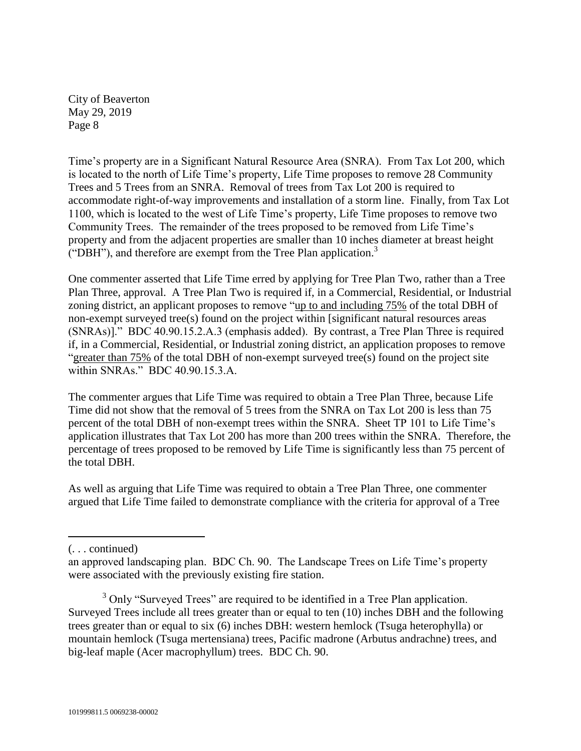Time's property are in a Significant Natural Resource Area (SNRA). From Tax Lot 200, which is located to the north of Life Time's property, Life Time proposes to remove 28 Community Trees and 5 Trees from an SNRA. Removal of trees from Tax Lot 200 is required to accommodate right-of-way improvements and installation of a storm line. Finally, from Tax Lot 1100, which is located to the west of Life Time's property, Life Time proposes to remove two Community Trees. The remainder of the trees proposed to be removed from Life Time's property and from the adjacent properties are smaller than 10 inches diameter at breast height ("DBH"), and therefore are exempt from the Tree Plan application.[3]

One commenter asserted that Life Time erred by applying for Tree Plan Two, rather than a Tree Plan Three, approval. A Tree Plan Two is required if, in a Commercial, Residential, or Industrial zoning district, an applicant proposes to remove "<u>up to and including 75%</u> of the total DBH of non-exempt surveyed tree(s) found on the project within [significant natural resources areas (SNRAs)]." BDC 40.90.15.2.A.3 (emphasis added). By contrast, a Tree Plan Three is required if, in a Commercial, Residential, or Industrial zoning district, an application proposes to remove "<u>greater than 75%</u> of the total DBH of non-exempt surveyed tree(s) found on the project site within SNRAs." BDC 40.90.15.3.A.

The commenter argues that Life Time was required to obtain a Tree Plan Three, because Life Time did not show that the removal of 5 trees from the SNRA on Tax Lot 200 is less than 75 percent of the total DBH of non-exempt trees within the SNRA. Sheet TP 101 to Life Time's application illustrates that Tax Lot 200 has more than 200 trees within the SNRA. Therefore, the percentage of trees proposed to be removed by Life Time is significantly less than 75 percent of the total DBH.

As well as arguing that Life Time was required to obtain a Tree Plan Three, one commenter argued that Life Time failed to demonstrate compliance with the criteria for approval of a Tree

---

(. . . continued)

an approved landscaping plan. BDC Ch. 90. The Landscape Trees on Life Time's property were associated with the previously existing fire station.

[3] Only "Surveyed Trees" are required to be identified in a Tree Plan application. Surveyed Trees include all trees greater than or equal to ten (10) inches DBH and the following trees greater than or equal to six (6) inches DBH: western hemlock (Tsuga heterophylla) or mountain hemlock (Tsuga mertensiana) trees, Pacific madrone (Arbutus andrachne) trees, and big-leaf maple (Acer macrophyllum) trees. BDC Ch. 90.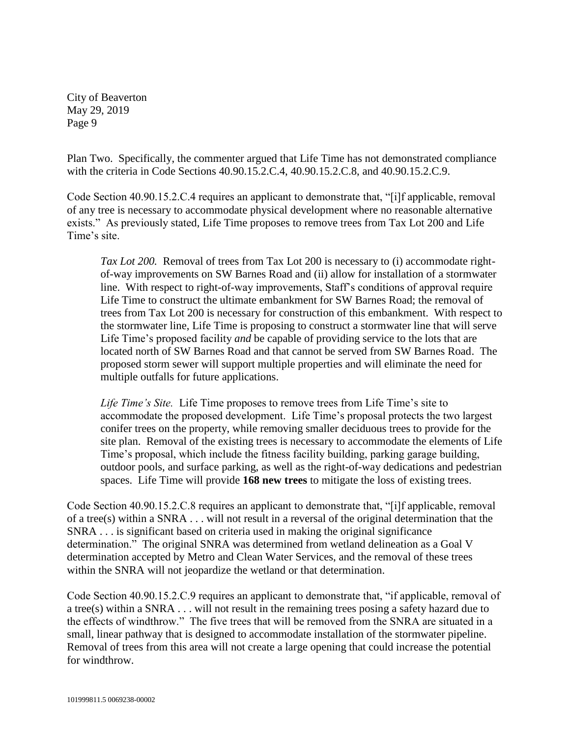Plan Two. Specifically, the commenter argued that Life Time has not demonstrated compliance with the criteria in Code Sections 40.90.15.2.C.4, 40.90.15.2.C.8, and 40.90.15.2.C.9.

Code Section 40.90.15.2.C.4 requires an applicant to demonstrate that, "[i]f applicable, removal of any tree is necessary to accommodate physical development where no reasonable alternative exists." As previously stated, Life Time proposes to remove trees from Tax Lot 200 and Life Time's site.

> *Tax Lot 200.* Removal of trees from Tax Lot 200 is necessary to (i) accommodate right-of-way improvements on SW Barnes Road and (ii) allow for installation of a stormwater line. With respect to right-of-way improvements, Staff's conditions of approval require Life Time to construct the ultimate embankment for SW Barnes Road; the removal of trees from Tax Lot 200 is necessary for construction of this embankment. With respect to the stormwater line, Life Time is proposing to construct a stormwater line that will serve Life Time's proposed facility *and* be capable of providing service to the lots that are located north of SW Barnes Road and that cannot be served from SW Barnes Road. The proposed storm sewer will support multiple properties and will eliminate the need for multiple outfalls for future applications.
>
> *Life Time's Site.* Life Time proposes to remove trees from Life Time's site to accommodate the proposed development. Life Time's proposal protects the two largest conifer trees on the property, while removing smaller deciduous trees to provide for the site plan. Removal of the existing trees is necessary to accommodate the elements of Life Time's proposal, which include the fitness facility building, parking garage building, outdoor pools, and surface parking, as well as the right-of-way dedications and pedestrian spaces. Life Time will provide **168 new trees** to mitigate the loss of existing trees.

Code Section 40.90.15.2.C.8 requires an applicant to demonstrate that, "[i]f applicable, removal of a tree(s) within a SNRA . . . will not result in a reversal of the original determination that the SNRA . . . is significant based on criteria used in making the original significance determination." The original SNRA was determined from wetland delineation as a Goal V determination accepted by Metro and Clean Water Services, and the removal of these trees within the SNRA will not jeopardize the wetland or that determination.

Code Section 40.90.15.2.C.9 requires an applicant to demonstrate that, "if applicable, removal of a tree(s) within a SNRA . . . will not result in the remaining trees posing a safety hazard due to the effects of windthrow." The five trees that will be removed from the SNRA are situated in a small, linear pathway that is designed to accommodate installation of the stormwater pipeline. Removal of trees from this area will not create a large opening that could increase the potential for windthrow.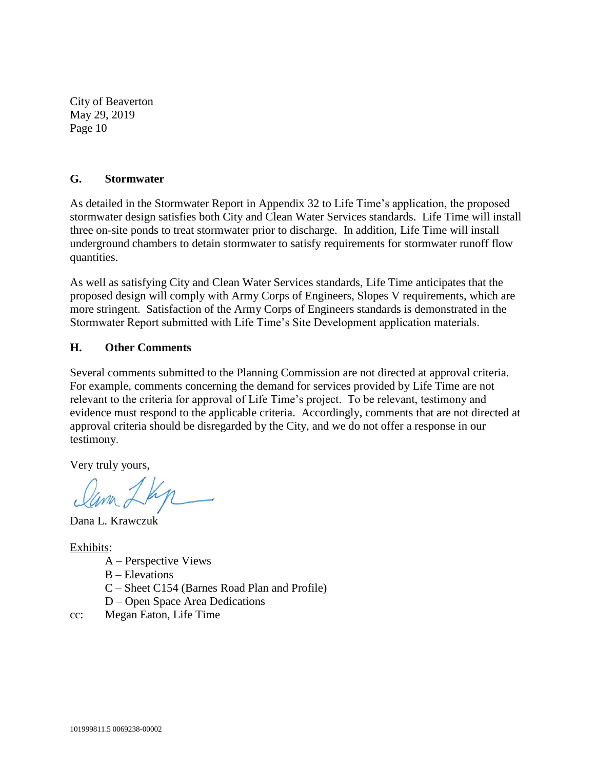## G. Stormwater

As detailed in the Stormwater Report in Appendix 32 to Life Time's application, the proposed stormwater design satisfies both City and Clean Water Services standards. Life Time will install three on-site ponds to treat stormwater prior to discharge. In addition, Life Time will install underground chambers to detain stormwater to satisfy requirements for stormwater runoff flow quantities.

As well as satisfying City and Clean Water Services standards, Life Time anticipates that the proposed design will comply with Army Corps of Engineers, Slopes V requirements, which are more stringent. Satisfaction of the Army Corps of Engineers standards is demonstrated in the Stormwater Report submitted with Life Time's Site Development application materials.

## H. Other Comments

Several comments submitted to the Planning Commission are not directed at approval criteria. For example, comments concerning the demand for services provided by Life Time are not relevant to the criteria for approval of Life Time's project. To be relevant, testimony and evidence must respond to the applicable criteria. Accordingly, comments that are not directed at approval criteria should be disregarded by the City, and we do not offer a response in our testimony.

Very truly yours,

Dana L. Krawczuk

Exhibits:

- A – Perspective Views
- B – Elevations
- C – Sheet C154 (Barnes Road Plan and Profile)
- D – Open Space Area Dedications

cc: Megan Eaton, Life Time

101999811.5 0069238-00002